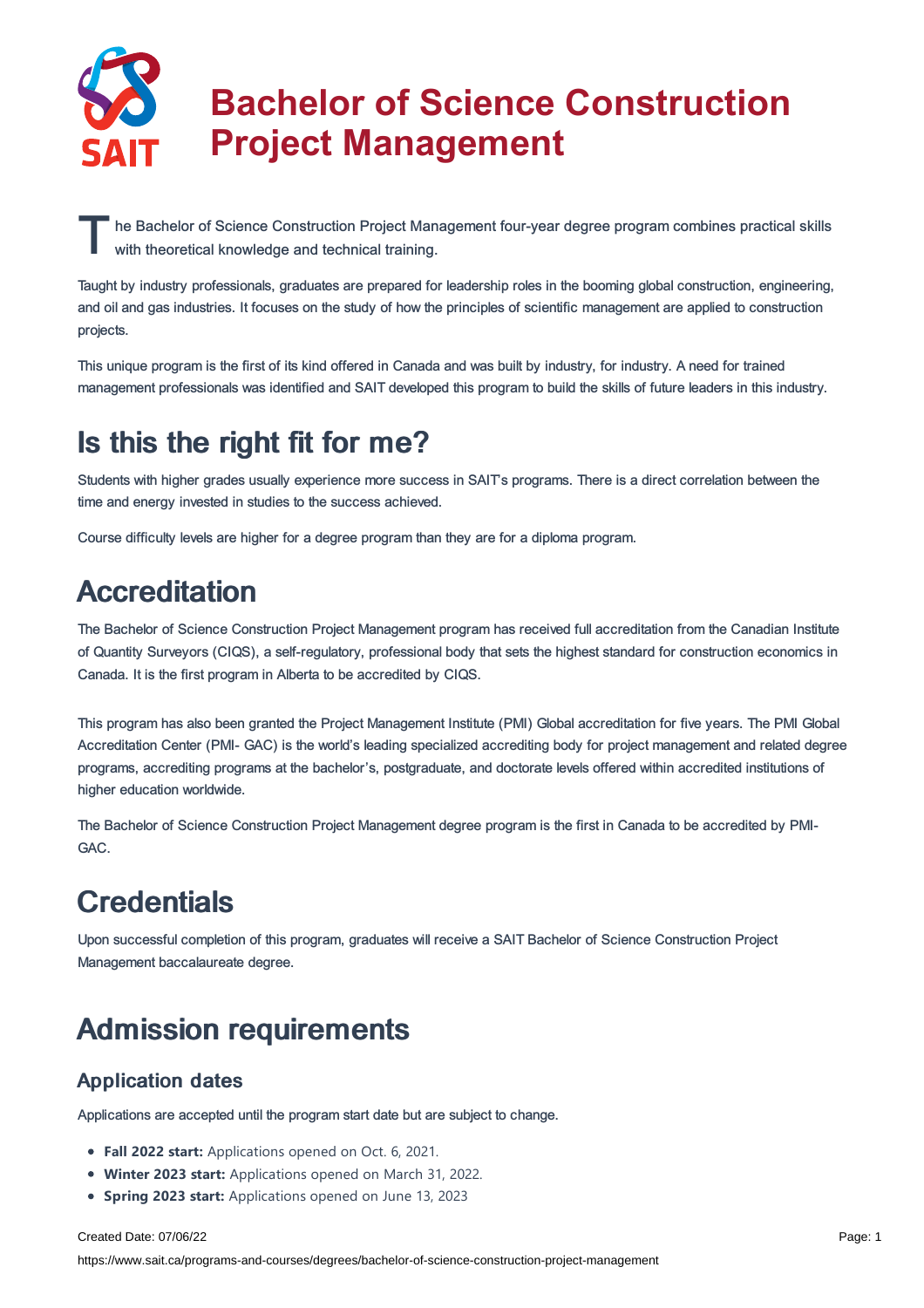# Bachelor of Science Construction Project Management

The Bachelor of Science Construction Project Management four-year degree program combines practical skills with theoretical knowledge and technical training.

Taught by industry professionals, graduates are prepared for leadership roles in the booming global construction, engineering, and oil and gas industries. It focuses on the study of how the principles of scientific management are applied to construction projects.

This unique program is the first of its kind offered in Canada and was built by industry, for industry. A need for trained management professionals was identified and SAIT developed this program to build the skills of future leaders in this industry.

## Is this the right fit for me?

Students with higher grades usually experience more success in SAIT's programs. There is a direct correlation between the time and energy invested in studies to the success achieved.

Course difficulty levels are higher for a degree program than they are for a diploma program.

## Accreditation

The Bachelor of Science Construction Project Management program has received full accreditation from the Canadian Institute of Quantity Surveyors (CIQS), a self-regulatory, professional body that sets the highest standard for construction economics in Canada. It is the first program in Alberta to be accredited by CIQS.

This program has also been granted the Project Management Institute (PMI) Global accreditation for five years. The PMI Global Accreditation Center (PMI- GAC) is the world's leading specialized accrediting body for project management and related degree programs, accrediting programs at the bachelor's, postgraduate, and doctorate levels offered within accredited institutions of higher education worldwide.

The Bachelor of Science Construction Project Management degree program is the first in Canada to be accredited by PMI-GAC.

## Credentials

Upon successful completion of this program, graduates will receive a SAIT Bachelor of Science Construction Project Management baccalaureate degree.

## Admission requirements

### Application dates

Applications are accepted until the program start date but are subject to change.

- **Fall 2022 start:** Applications opened on Oct. 6, 2021.
- **Winter 2023 start:** Applications opened on March 31, 2022.
- **Spring 2023 start:** Applications opened on June 13, 2023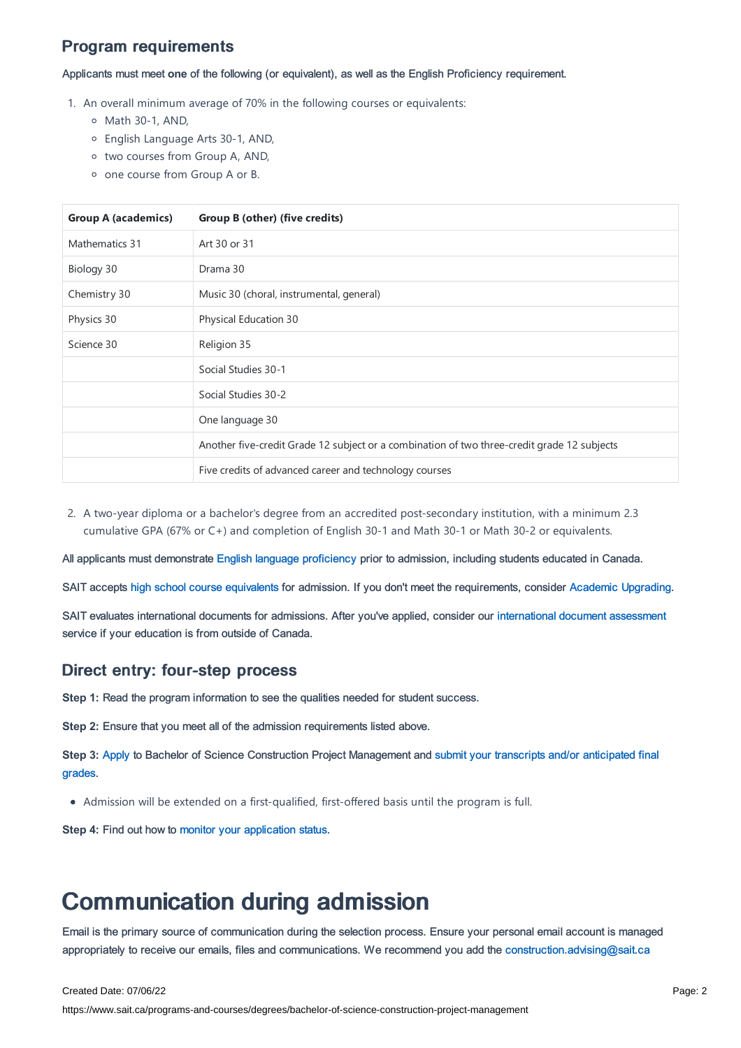## Program requirements

Applicants must meet **one** of the following (or equivalent), as well as the English Proficiency requirement.

1. An overall minimum average of 70% in the following courses or equivalents:
   - Math 30-1, AND,
   - English Language Arts 30-1, AND,
   - two courses from Group A, AND,
   - one course from Group A or B.

| Group A (academics) | Group B (other) (five credits) |
|---|---|
| Mathematics 31 | Art 30 or 31 |
| Biology 30 | Drama 30 |
| Chemistry 30 | Music 30 (choral, instrumental, general) |
| Physics 30 | Physical Education 30 |
| Science 30 | Religion 35 |
| | Social Studies 30-1 |
| | Social Studies 30-2 |
| | One language 30 |
| | Another five-credit Grade 12 subject or a combination of two three-credit grade 12 subjects |
| | Five credits of advanced career and technology courses |

2. A two-year diploma or a bachelor's degree from an accredited post-secondary institution, with a minimum 2.3 cumulative GPA (67% or C+) and completion of English 30-1 and Math 30-1 or Math 30-2 or equivalents.

All applicants must demonstrate English language proficiency prior to admission, including students educated in Canada.

SAIT accepts high school course equivalents for admission. If you don't meet the requirements, consider Academic Upgrading.

SAIT evaluates international documents for admissions. After you've applied, consider our international document assessment service if your education is from outside of Canada.

## Direct entry: four-step process

**Step 1:** Read the program information to see the qualities needed for student success.

**Step 2:** Ensure that you meet all of the admission requirements listed above.

**Step 3:** Apply to Bachelor of Science Construction Project Management and submit your transcripts and/or anticipated final grades.

- Admission will be extended on a first-qualified, first-offered basis until the program is full.

**Step 4:** Find out how to monitor your application status.

# Communication during admission

Email is the primary source of communication during the selection process. Ensure your personal email account is managed appropriately to receive our emails, files and communications. We recommend you add the construction.advising@sait.ca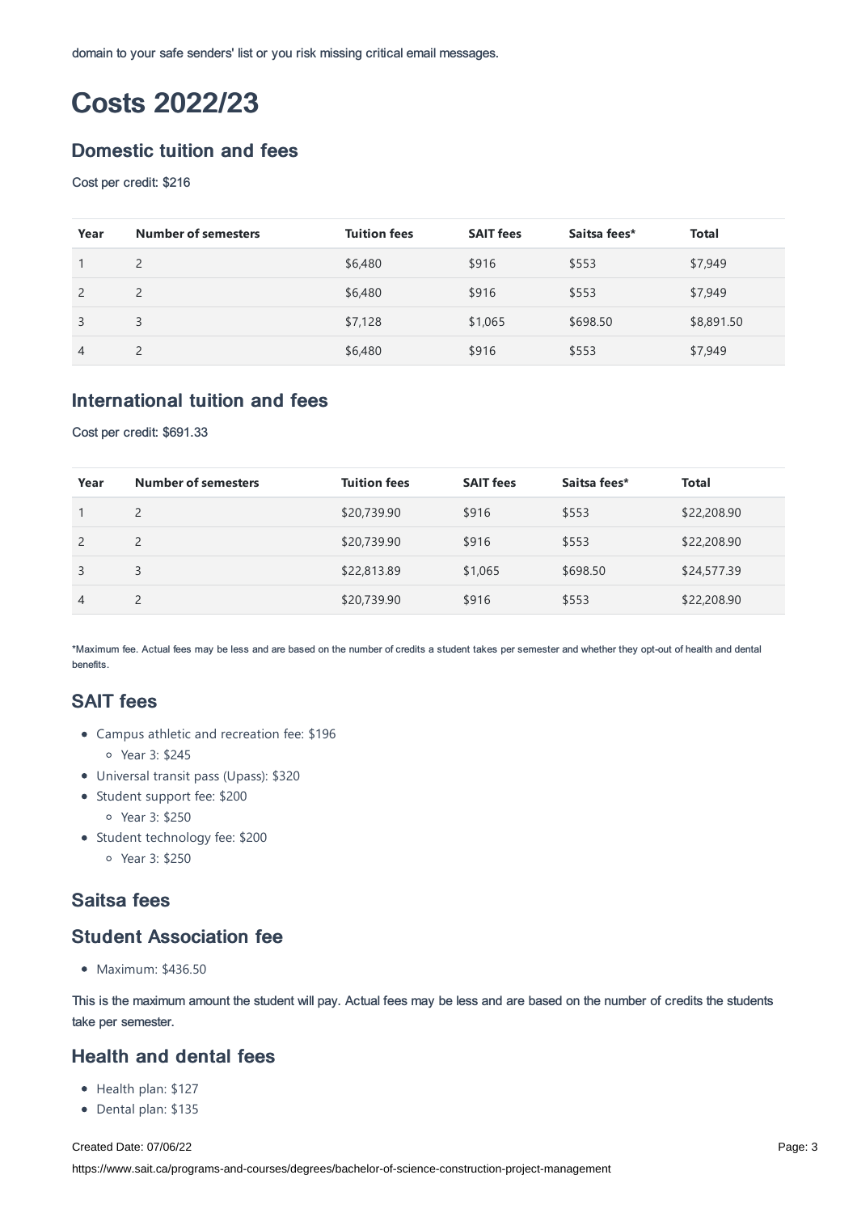domain to your safe senders' list or you risk missing critical email messages.

# Costs 2022/23

## Domestic tuition and fees

Cost per credit: $216

| Year | Number of semesters | Tuition fees | SAIT fees | Saitsa fees* | Total |
|---|---|---|---|---|---|
| 1 | 2 | $6,480 | $916 | $553 | $7,949 |
| 2 | 2 | $6,480 | $916 | $553 | $7,949 |
| 3 | 3 | $7,128 | $1,065 | $698.50 | $8,891.50 |
| 4 | 2 | $6,480 | $916 | $553 | $7,949 |

## International tuition and fees

Cost per credit: $691.33

| Year | Number of semesters | Tuition fees | SAIT fees | Saitsa fees* | Total |
|---|---|---|---|---|---|
| 1 | 2 | $20,739.90 | $916 | $553 | $22,208.90 |
| 2 | 2 | $20,739.90 | $916 | $553 | $22,208.90 |
| 3 | 3 | $22,813.89 | $1,065 | $698.50 | $24,577.39 |
| 4 | 2 | $20,739.90 | $916 | $553 | $22,208.90 |

*Maximum fee. Actual fees may be less and are based on the number of credits a student takes per semester and whether they opt-out of health and dental benefits.

## SAIT fees

- Campus athletic and recreation fee: $196
  - Year 3: $245
- Universal transit pass (Upass): $320
- Student support fee: $200
  - Year 3: $250
- Student technology fee: $200
  - Year 3: $250

## Saitsa fees

## Student Association fee

- Maximum: $436.50

This is the maximum amount the student will pay. Actual fees may be less and are based on the number of credits the students take per semester.

## Health and dental fees

- Health plan: $127
- Dental plan: $135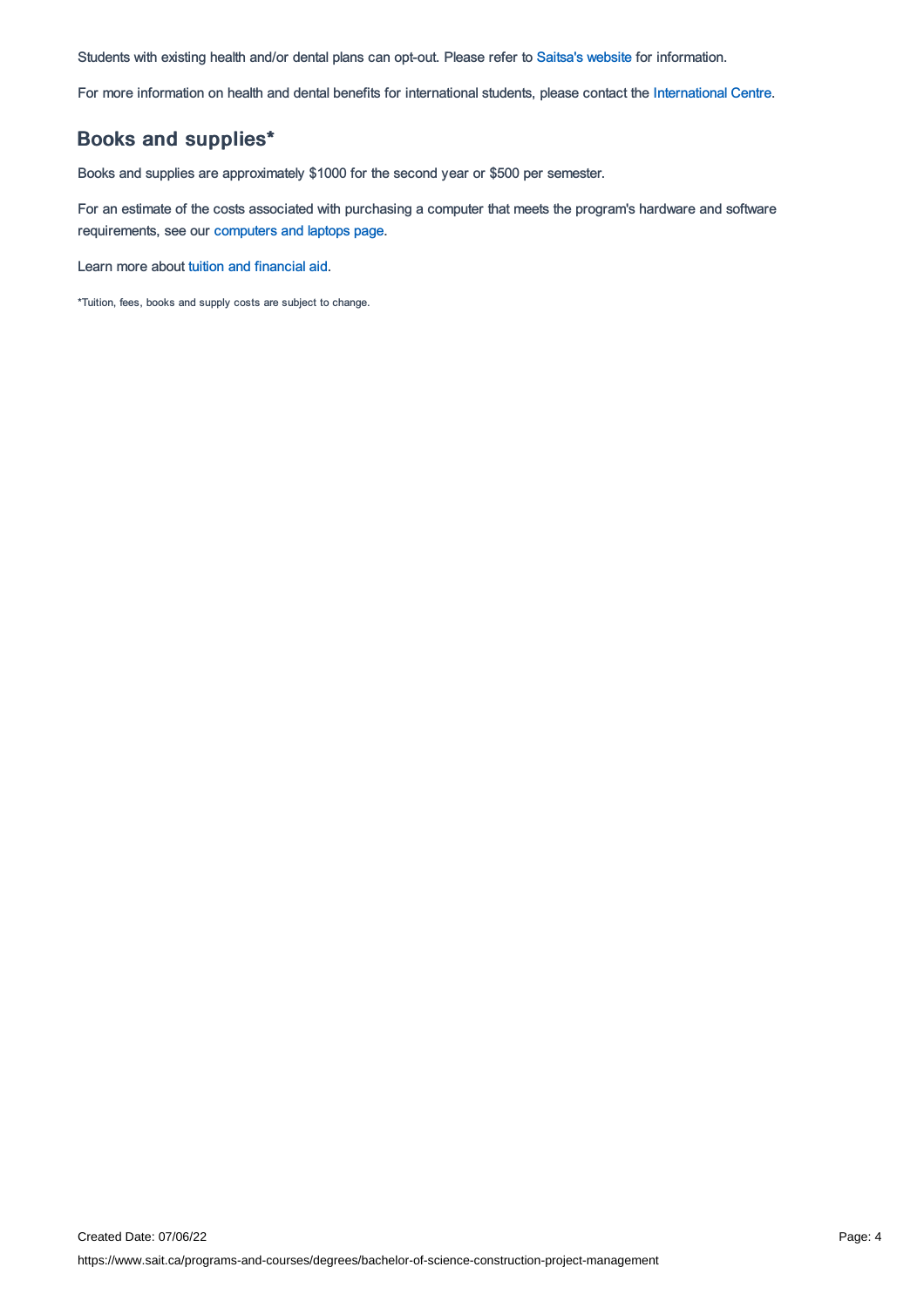Students with existing health and/or dental plans can opt-out. Please refer to Saitsa's website for information.

For more information on health and dental benefits for international students, please contact the International Centre.

## Books and supplies*

Books and supplies are approximately $1000 for the second year or $500 per semester.

For an estimate of the costs associated with purchasing a computer that meets the program's hardware and software requirements, see our computers and laptops page.

Learn more about tuition and financial aid.

*Tuition, fees, books and supply costs are subject to change.